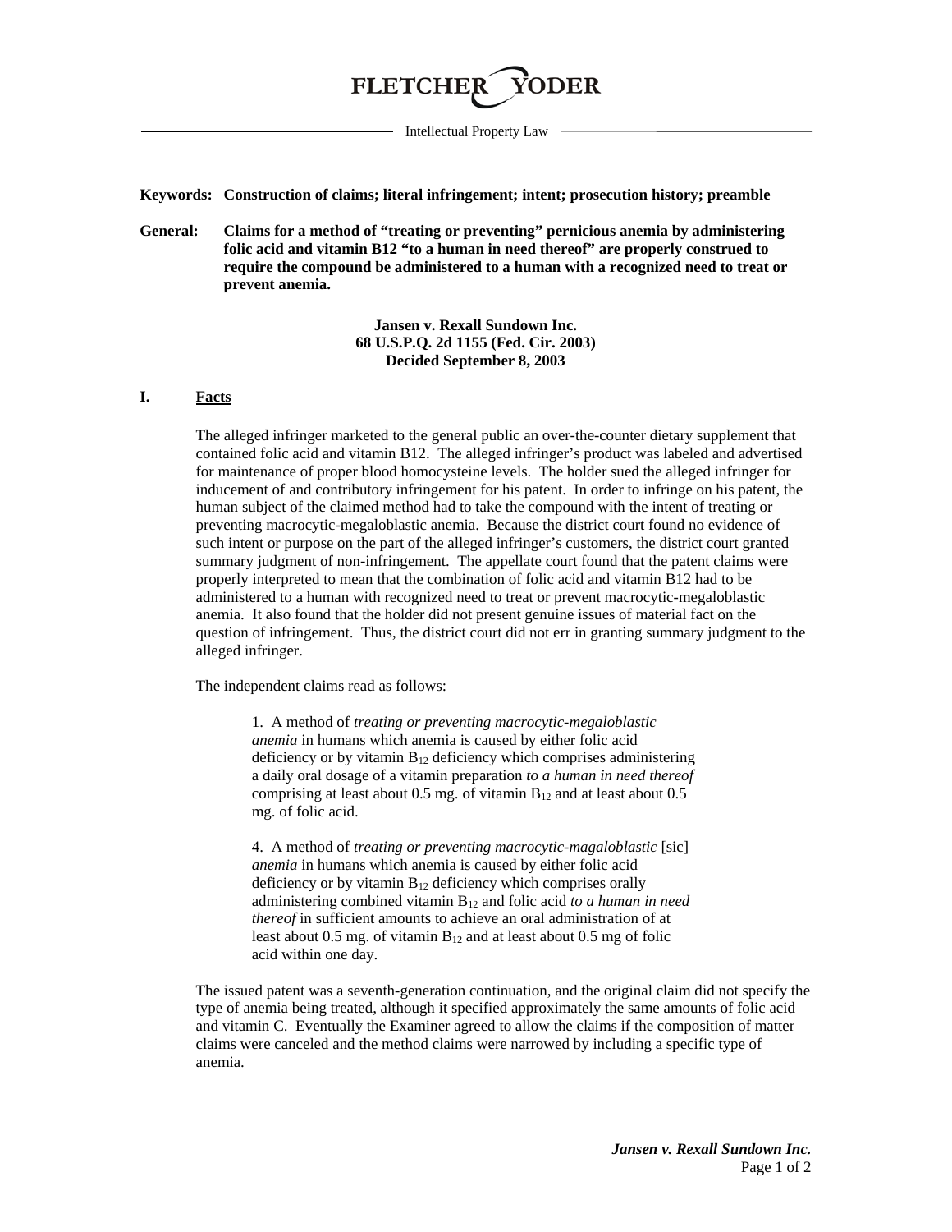# FLETCHER YODER

Intellectual Property Law

**Keywords: Construction of claims; literal infringement; intent; prosecution history; preamble**

**General: Claims for a method of "treating or preventing" pernicious anemia by administering folic acid and vitamin B12 "to a human in need thereof" are properly construed to require the compound be administered to a human with a recognized need to treat or prevent anemia.**

**Jansen v. Rexall Sundown Inc.**
**68 U.S.P.Q. 2d 1155 (Fed. Cir. 2003)**
**Decided September 8, 2003**

## I. Facts

The alleged infringer marketed to the general public an over-the-counter dietary supplement that contained folic acid and vitamin B12. The alleged infringer's product was labeled and advertised for maintenance of proper blood homocysteine levels. The holder sued the alleged infringer for inducement of and contributory infringement for his patent. In order to infringe on his patent, the human subject of the claimed method had to take the compound with the intent of treating or preventing macrocytic-megaloblastic anemia. Because the district court found no evidence of such intent or purpose on the part of the alleged infringer's customers, the district court granted summary judgment of non-infringement. The appellate court found that the patent claims were properly interpreted to mean that the combination of folic acid and vitamin B12 had to be administered to a human with recognized need to treat or prevent macrocytic-megaloblastic anemia. It also found that the holder did not present genuine issues of material fact on the question of infringement. Thus, the district court did not err in granting summary judgment to the alleged infringer.

The independent claims read as follows:

> 1. A method of *treating or preventing macrocytic-megaloblastic anemia* in humans which anemia is caused by either folic acid deficiency or by vitamin $B_{12}$ deficiency which comprises administering a daily oral dosage of a vitamin preparation *to a human in need thereof* comprising at least about 0.5 mg. of vitamin $B_{12}$ and at least about 0.5 mg. of folic acid.
>
> 4. A method of *treating or preventing macrocytic-magaloblastic* [sic] *anemia* in humans which anemia is caused by either folic acid deficiency or by vitamin $B_{12}$ deficiency which comprises orally administering combined vitamin $B_{12}$ and folic acid *to a human in need thereof* in sufficient amounts to achieve an oral administration of at least about 0.5 mg. of vitamin $B_{12}$ and at least about 0.5 mg of folic acid within one day.

The issued patent was a seventh-generation continuation, and the original claim did not specify the type of anemia being treated, although it specified approximately the same amounts of folic acid and vitamin C. Eventually the Examiner agreed to allow the claims if the composition of matter claims were canceled and the method claims were narrowed by including a specific type of anemia.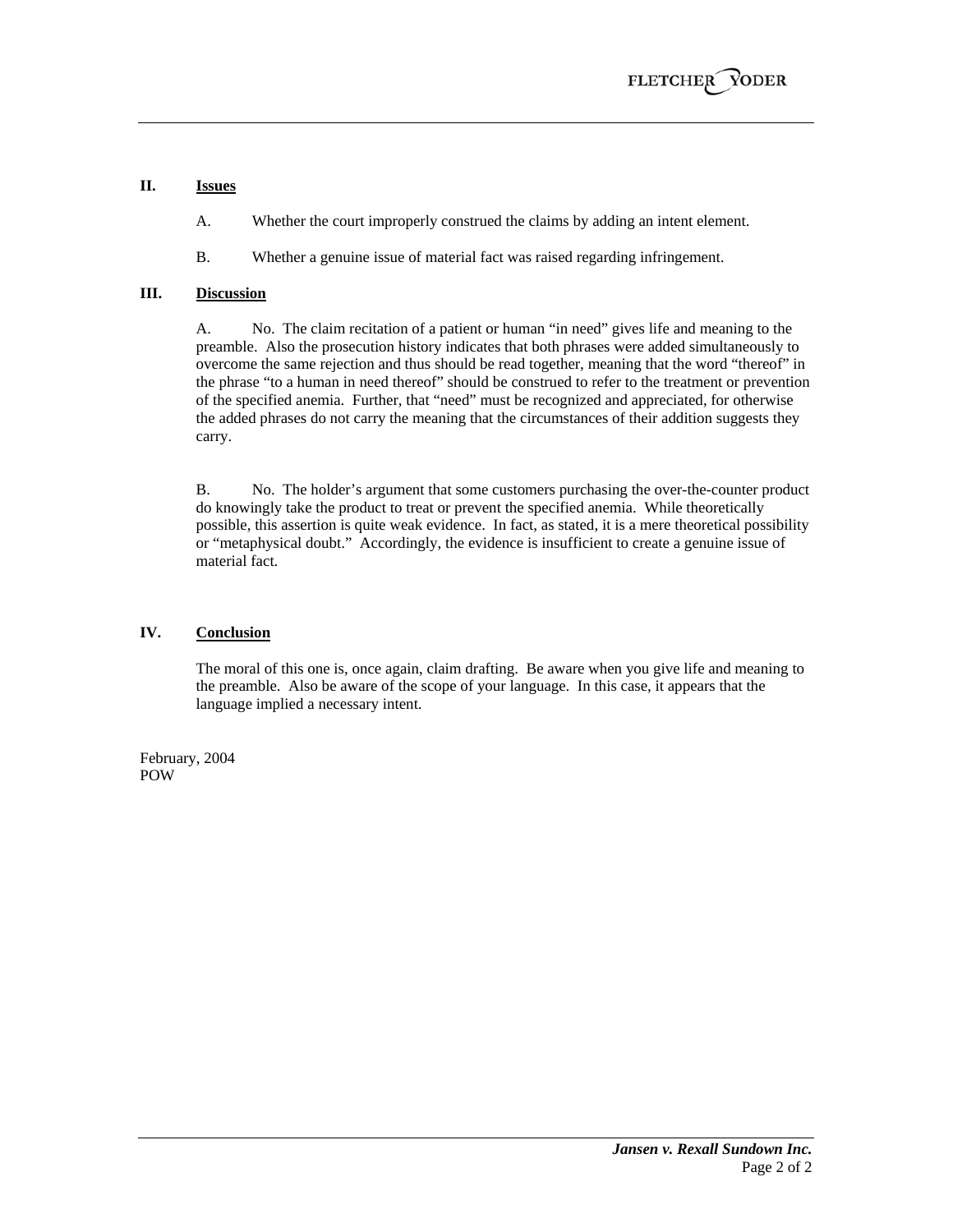## II. Issues

A. Whether the court improperly construed the claims by adding an intent element.

B. Whether a genuine issue of material fact was raised regarding infringement.

## III. Discussion

A. No. The claim recitation of a patient or human "in need" gives life and meaning to the preamble. Also the prosecution history indicates that both phrases were added simultaneously to overcome the same rejection and thus should be read together, meaning that the word "thereof" in the phrase "to a human in need thereof" should be construed to refer to the treatment or prevention of the specified anemia. Further, that "need" must be recognized and appreciated, for otherwise the added phrases do not carry the meaning that the circumstances of their addition suggests they carry.

B. No. The holder's argument that some customers purchasing the over-the-counter product do knowingly take the product to treat or prevent the specified anemia. While theoretically possible, this assertion is quite weak evidence. In fact, as stated, it is a mere theoretical possibility or "metaphysical doubt." Accordingly, the evidence is insufficient to create a genuine issue of material fact.

## IV. Conclusion

The moral of this one is, once again, claim drafting. Be aware when you give life and meaning to the preamble. Also be aware of the scope of your language. In this case, it appears that the language implied a necessary intent.

February, 2004
POW